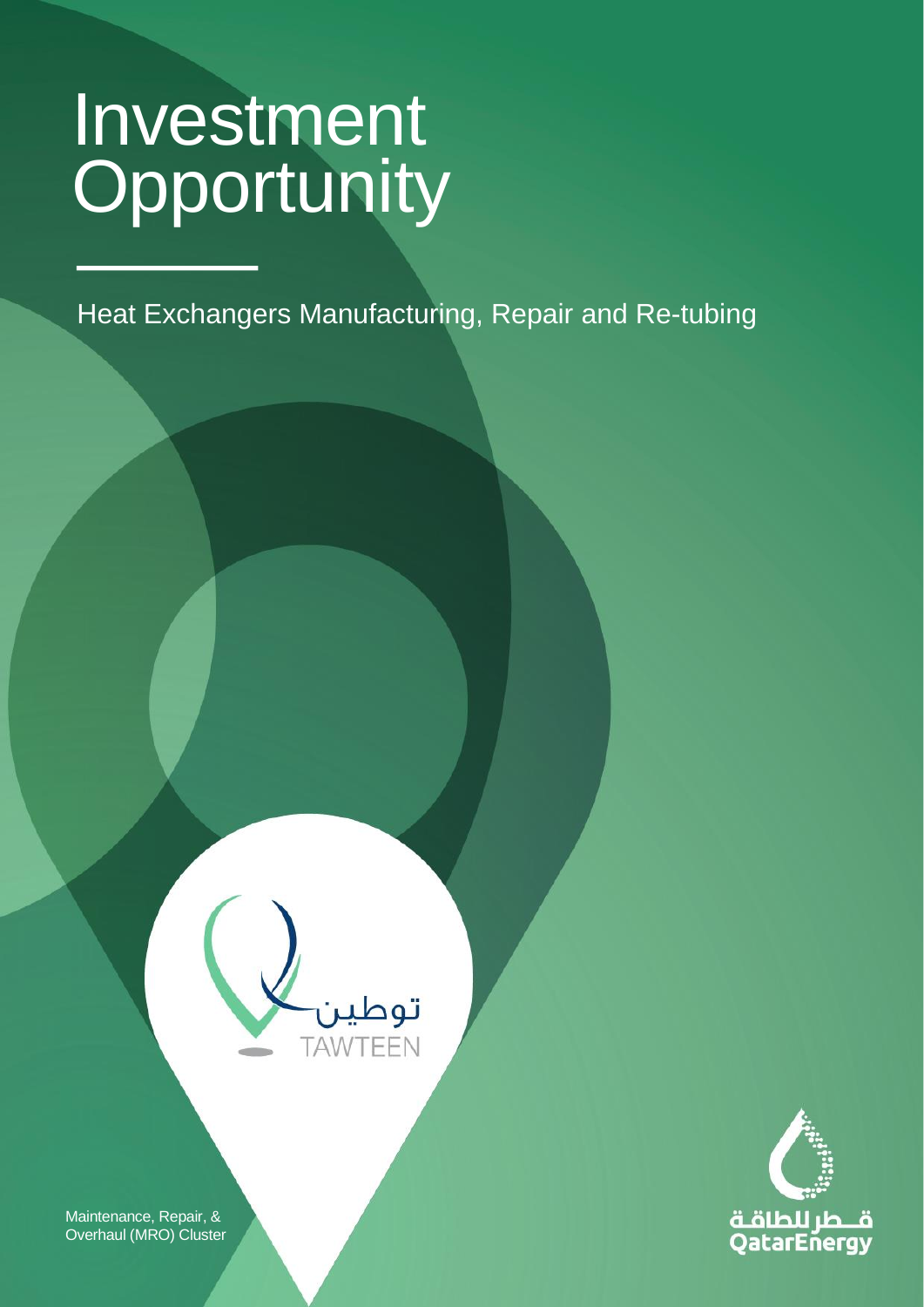# Investment Opportunity

Heat Exchangers Manufacturing, Repair and Re-tubing

توطين
TAWTEEN

Maintenance, Repair, & Overhaul (MRO) Cluster

قطر للطاقة
QatarEnergy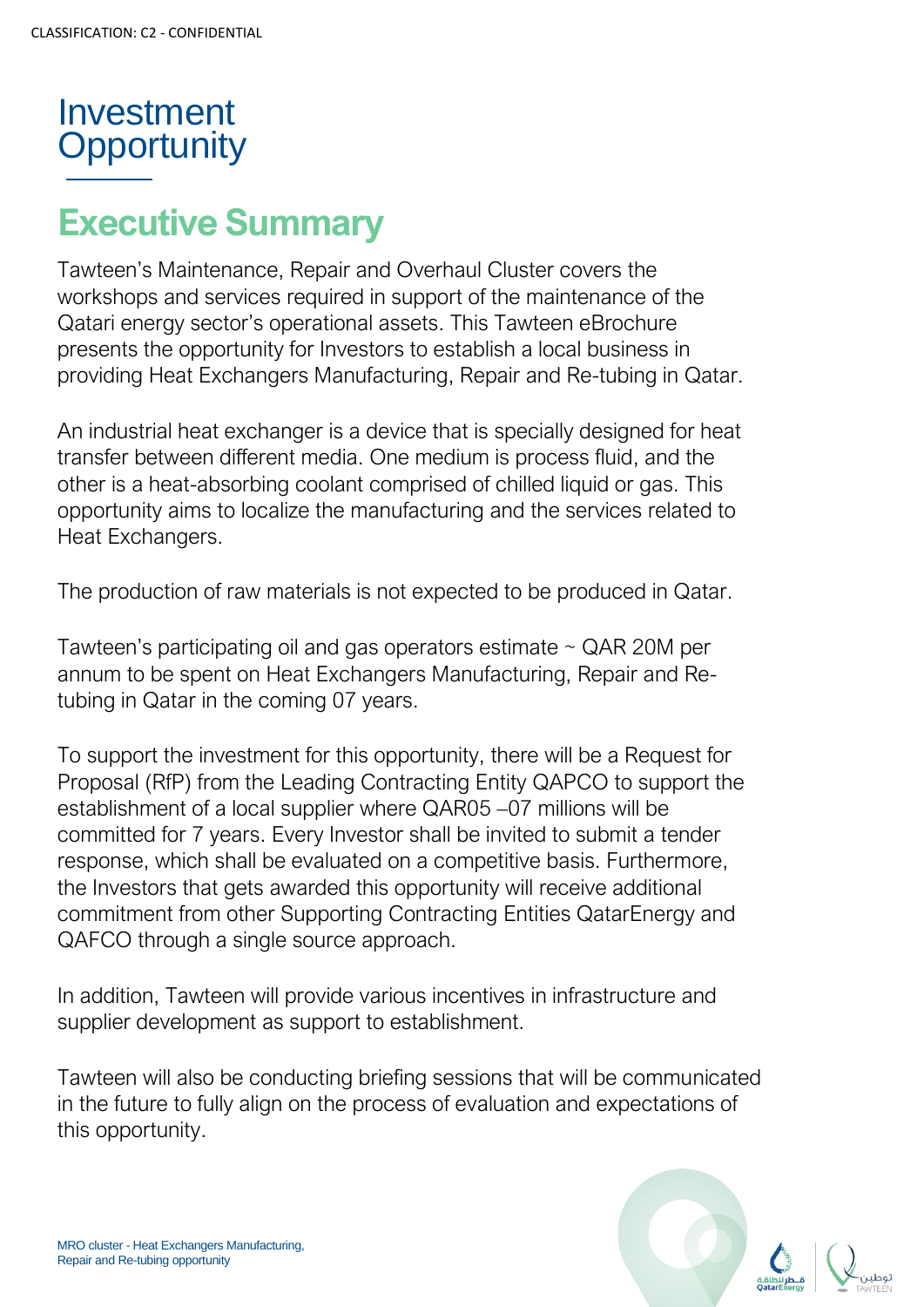# Investment Opportunity

## Executive Summary

Tawteen's Maintenance, Repair and Overhaul Cluster covers the workshops and services required in support of the maintenance of the Qatari energy sector's operational assets. This Tawteen eBrochure presents the opportunity for Investors to establish a local business in providing Heat Exchangers Manufacturing, Repair and Re-tubing in Qatar.

An industrial heat exchanger is a device that is specially designed for heat transfer between different media. One medium is process fluid, and the other is a heat-absorbing coolant comprised of chilled liquid or gas. This opportunity aims to localize the manufacturing and the services related to Heat Exchangers.

The production of raw materials is not expected to be produced in Qatar.

Tawteen's participating oil and gas operators estimate ~ QAR 20M per annum to be spent on Heat Exchangers Manufacturing, Repair and Re-tubing in Qatar in the coming 07 years.

To support the investment for this opportunity, there will be a Request for Proposal (RfP) from the Leading Contracting Entity QAPCO to support the establishment of a local supplier where QAR05 –07 millions will be committed for 7 years. Every Investor shall be invited to submit a tender response, which shall be evaluated on a competitive basis. Furthermore, the Investors that gets awarded this opportunity will receive additional commitment from other Supporting Contracting Entities QatarEnergy and QAFCO through a single source approach.

In addition, Tawteen will provide various incentives in infrastructure and supplier development as support to establishment.

Tawteen will also be conducting briefing sessions that will be communicated in the future to fully align on the process of evaluation and expectations of this opportunity.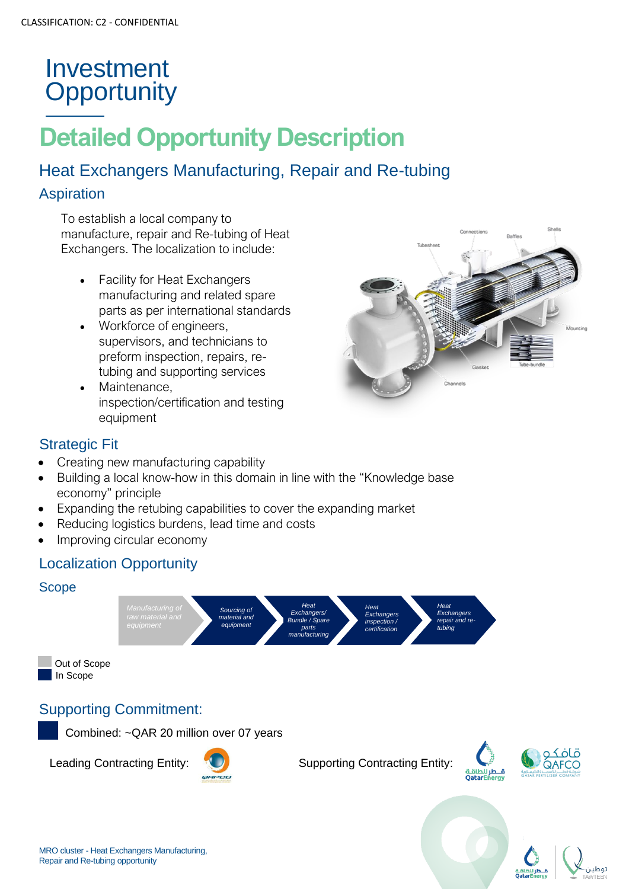CLASSIFICATION: C2 - CONFIDENTIAL

# Investment Opportunity

## Detailed Opportunity Description

### Heat Exchangers Manufacturing, Repair and Re-tubing

#### Aspiration

To establish a local company to manufacture, repair and Re-tubing of Heat Exchangers. The localization to include:

- Facility for Heat Exchangers manufacturing and related spare parts as per international standards
- Workforce of engineers, supervisors, and technicians to preform inspection, repairs, re-tubing and supporting services
- Maintenance, inspection/certification and testing equipment

#### Strategic Fit

- Creating new manufacturing capability
- Building a local know-how in this domain in line with the "Knowledge base economy" principle
- Expanding the retubing capabilities to cover the expanding market
- Reducing logistics burdens, lead time and costs
- Improving circular economy

### Localization Opportunity

#### Scope

Manufacturing of raw material and equipment → Sourcing of material and equipment → Heat Exchangers/ Bundle / Spare parts manufacturing → Heat Exchangers inspection / certification → Heat Exchangers repair and re-tubing

- Out of Scope: Manufacturing of raw material and equipment
- In Scope: Sourcing of material and equipment; Heat Exchangers/ Bundle / Spare parts manufacturing; Heat Exchangers inspection / certification; Heat Exchangers repair and re-tubing

### Supporting Commitment:

Combined: ~QAR 20 million over 07 years

Leading Contracting Entity: QAPCO

Supporting Contracting Entity: QatarEnergy, QAFCO

MRO cluster - Heat Exchangers Manufacturing, Repair and Re-tubing opportunity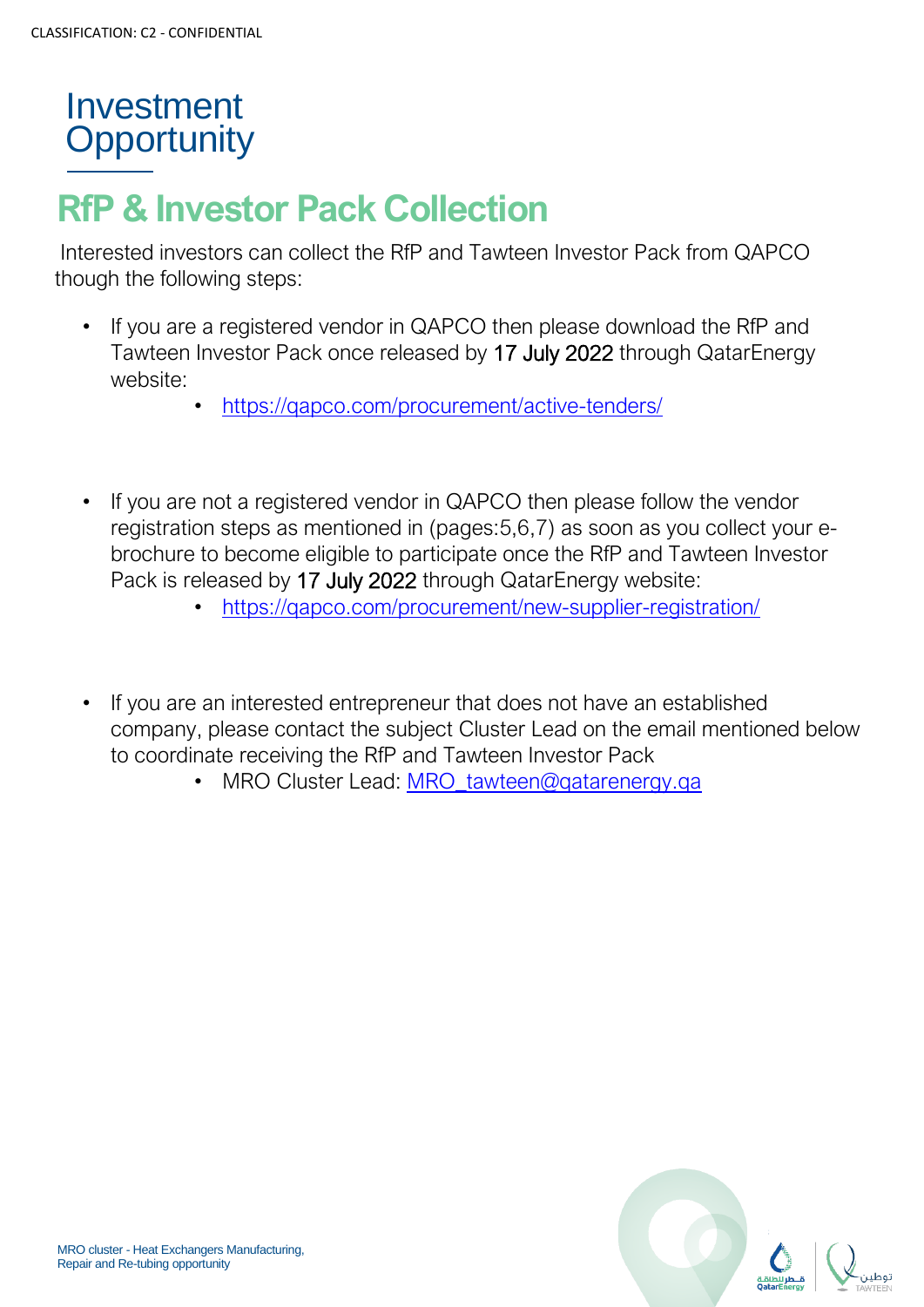# Investment Opportunity

## RfP & Investor Pack Collection

Interested investors can collect the RfP and Tawteen Investor Pack from QAPCO though the following steps:

- If you are a registered vendor in QAPCO then please download the RfP and Tawteen Investor Pack once released by 17 July 2022 through QatarEnergy website:
  - https://qapco.com/procurement/active-tenders/

- If you are not a registered vendor in QAPCO then please follow the vendor registration steps as mentioned in (pages:5,6,7) as soon as you collect your e-brochure to become eligible to participate once the RfP and Tawteen Investor Pack is released by 17 July 2022 through QatarEnergy website:
  - https://qapco.com/procurement/new-supplier-registration/

- If you are an interested entrepreneur that does not have an established company, please contact the subject Cluster Lead on the email mentioned below to coordinate receiving the RfP and Tawteen Investor Pack
  - MRO Cluster Lead: MRO_tawteen@qatarenergy.qa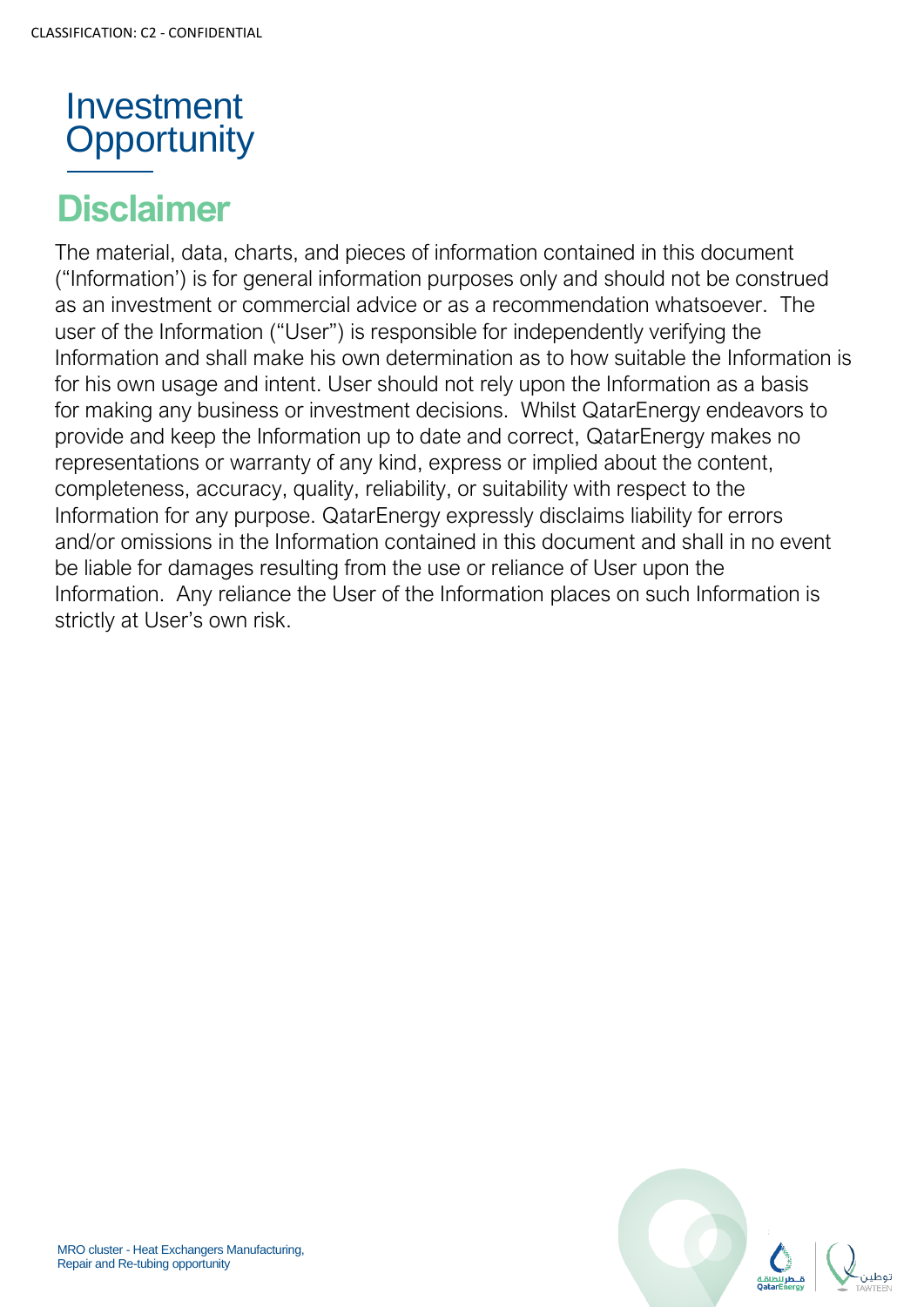# Investment Opportunity

## Disclaimer

The material, data, charts, and pieces of information contained in this document ("Information') is for general information purposes only and should not be construed as an investment or commercial advice or as a recommendation whatsoever. The user of the Information ("User") is responsible for independently verifying the Information and shall make his own determination as to how suitable the Information is for his own usage and intent. User should not rely upon the Information as a basis for making any business or investment decisions. Whilst QatarEnergy endeavors to provide and keep the Information up to date and correct, QatarEnergy makes no representations or warranty of any kind, express or implied about the content, completeness, accuracy, quality, reliability, or suitability with respect to the Information for any purpose. QatarEnergy expressly disclaims liability for errors and/or omissions in the Information contained in this document and shall in no event be liable for damages resulting from the use or reliance of User upon the Information. Any reliance the User of the Information places on such Information is strictly at User's own risk.